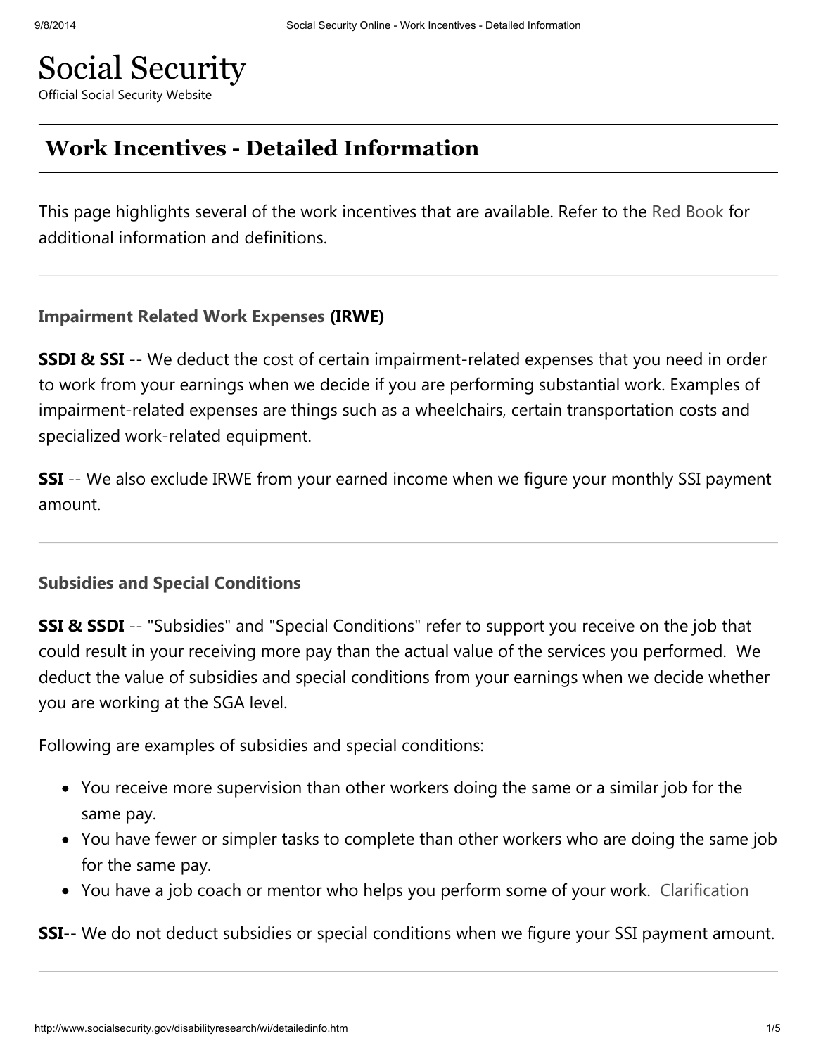# Social Security

Official Social Security Website

## Work Incentives - Detailed Information

This page highlights several of the work incentives that are available. Refer to the Red Book for additional information and definitions.

---

### Impairment Related Work Expenses (IRWE)

**SSDI & SSI** -- We deduct the cost of certain impairment-related expenses that you need in order to work from your earnings when we decide if you are performing substantial work. Examples of impairment-related expenses are things such as a wheelchairs, certain transportation costs and specialized work-related equipment.

**SSI** -- We also exclude IRWE from your earned income when we figure your monthly SSI payment amount.

---

### Subsidies and Special Conditions

**SSI & SSDI** -- "Subsidies" and "Special Conditions" refer to support you receive on the job that could result in your receiving more pay than the actual value of the services you performed. We deduct the value of subsidies and special conditions from your earnings when we decide whether you are working at the SGA level.

Following are examples of subsidies and special conditions:

- You receive more supervision than other workers doing the same or a similar job for the same pay.
- You have fewer or simpler tasks to complete than other workers who are doing the same job for the same pay.
- You have a job coach or mentor who helps you perform some of your work. Clarification

**SSI**-- We do not deduct subsidies or special conditions when we figure your SSI payment amount.

---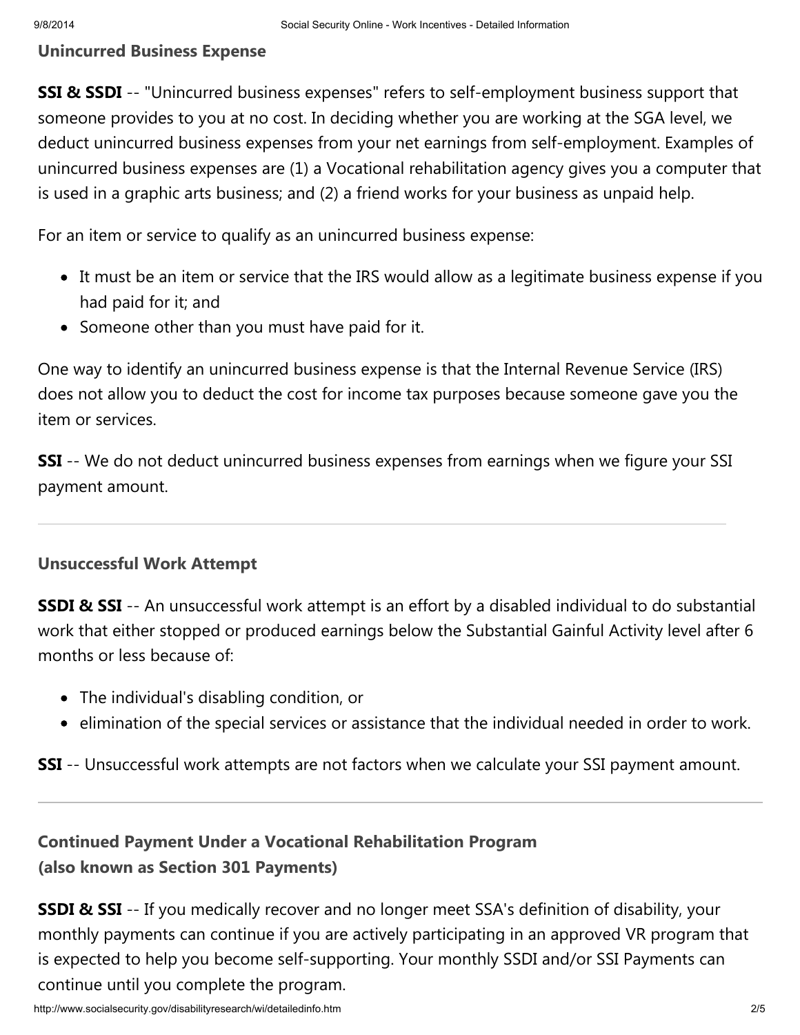### Unincurred Business Expense

**SSI & SSDI** -- "Unincurred business expenses" refers to self-employment business support that someone provides to you at no cost. In deciding whether you are working at the SGA level, we deduct unincurred business expenses from your net earnings from self-employment. Examples of unincurred business expenses are (1) a Vocational rehabilitation agency gives you a computer that is used in a graphic arts business; and (2) a friend works for your business as unpaid help.

For an item or service to qualify as an unincurred business expense:

- It must be an item or service that the IRS would allow as a legitimate business expense if you had paid for it; and
- Someone other than you must have paid for it.

One way to identify an unincurred business expense is that the Internal Revenue Service (IRS) does not allow you to deduct the cost for income tax purposes because someone gave you the item or services.

**SSI** -- We do not deduct unincurred business expenses from earnings when we figure your SSI payment amount.

---

### Unsuccessful Work Attempt

**SSDI & SSI** -- An unsuccessful work attempt is an effort by a disabled individual to do substantial work that either stopped or produced earnings below the Substantial Gainful Activity level after 6 months or less because of:

- The individual's disabling condition, or
- elimination of the special services or assistance that the individual needed in order to work.

**SSI** -- Unsuccessful work attempts are not factors when we calculate your SSI payment amount.

---

### Continued Payment Under a Vocational Rehabilitation Program (also known as Section 301 Payments)

**SSDI & SSI** -- If you medically recover and no longer meet SSA's definition of disability, your monthly payments can continue if you are actively participating in an approved VR program that is expected to help you become self-supporting. Your monthly SSDI and/or SSI Payments can continue until you complete the program.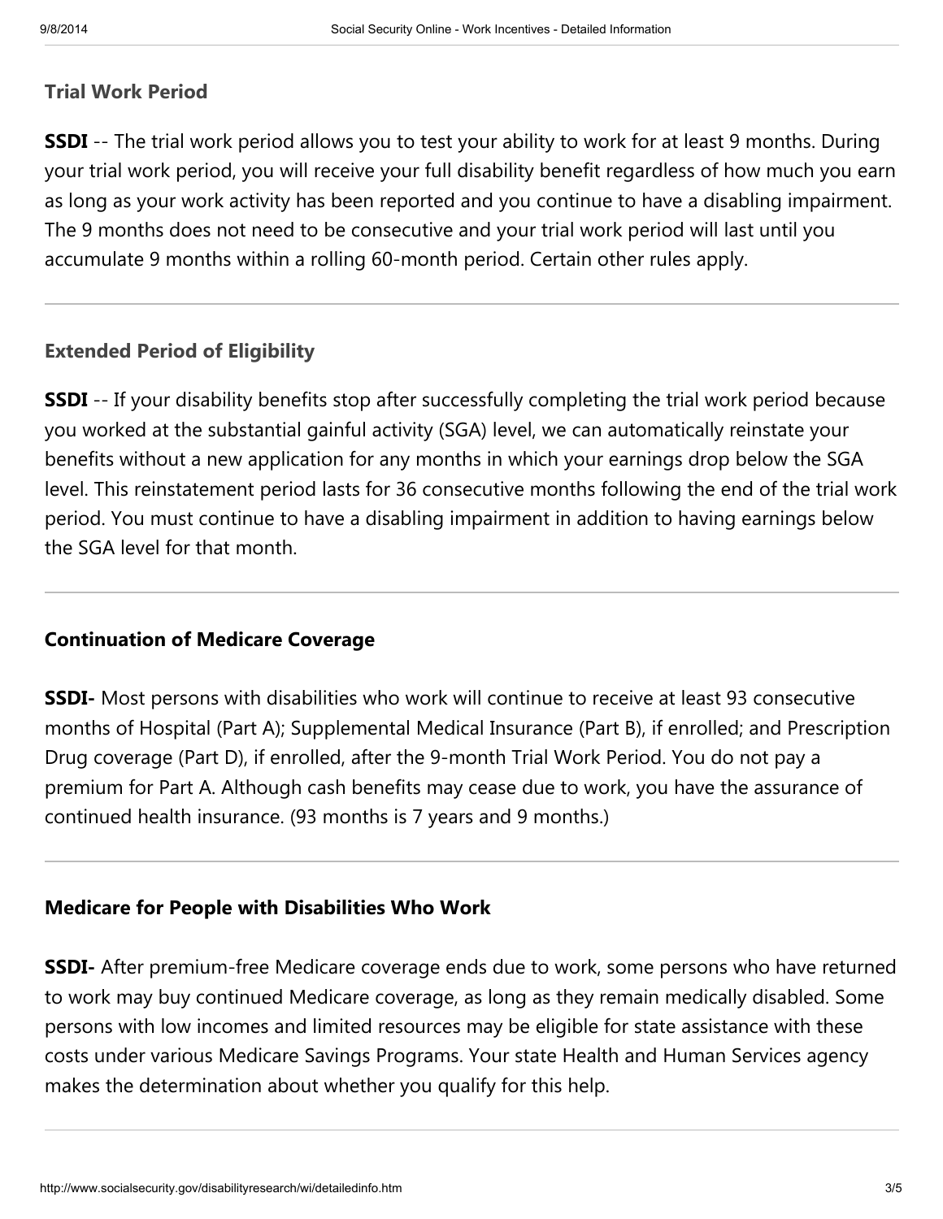### Trial Work Period

**SSDI** -- The trial work period allows you to test your ability to work for at least 9 months. During your trial work period, you will receive your full disability benefit regardless of how much you earn as long as your work activity has been reported and you continue to have a disabling impairment. The 9 months does not need to be consecutive and your trial work period will last until you accumulate 9 months within a rolling 60-month period. Certain other rules apply.

---

### Extended Period of Eligibility

**SSDI** -- If your disability benefits stop after successfully completing the trial work period because you worked at the substantial gainful activity (SGA) level, we can automatically reinstate your benefits without a new application for any months in which your earnings drop below the SGA level. This reinstatement period lasts for 36 consecutive months following the end of the trial work period. You must continue to have a disabling impairment in addition to having earnings below the SGA level for that month.

---

### Continuation of Medicare Coverage

**SSDI-** Most persons with disabilities who work will continue to receive at least 93 consecutive months of Hospital (Part A); Supplemental Medical Insurance (Part B), if enrolled; and Prescription Drug coverage (Part D), if enrolled, after the 9-month Trial Work Period. You do not pay a premium for Part A. Although cash benefits may cease due to work, you have the assurance of continued health insurance. (93 months is 7 years and 9 months.)

---

### Medicare for People with Disabilities Who Work

**SSDI-** After premium-free Medicare coverage ends due to work, some persons who have returned to work may buy continued Medicare coverage, as long as they remain medically disabled. Some persons with low incomes and limited resources may be eligible for state assistance with these costs under various Medicare Savings Programs. Your state Health and Human Services agency makes the determination about whether you qualify for this help.

---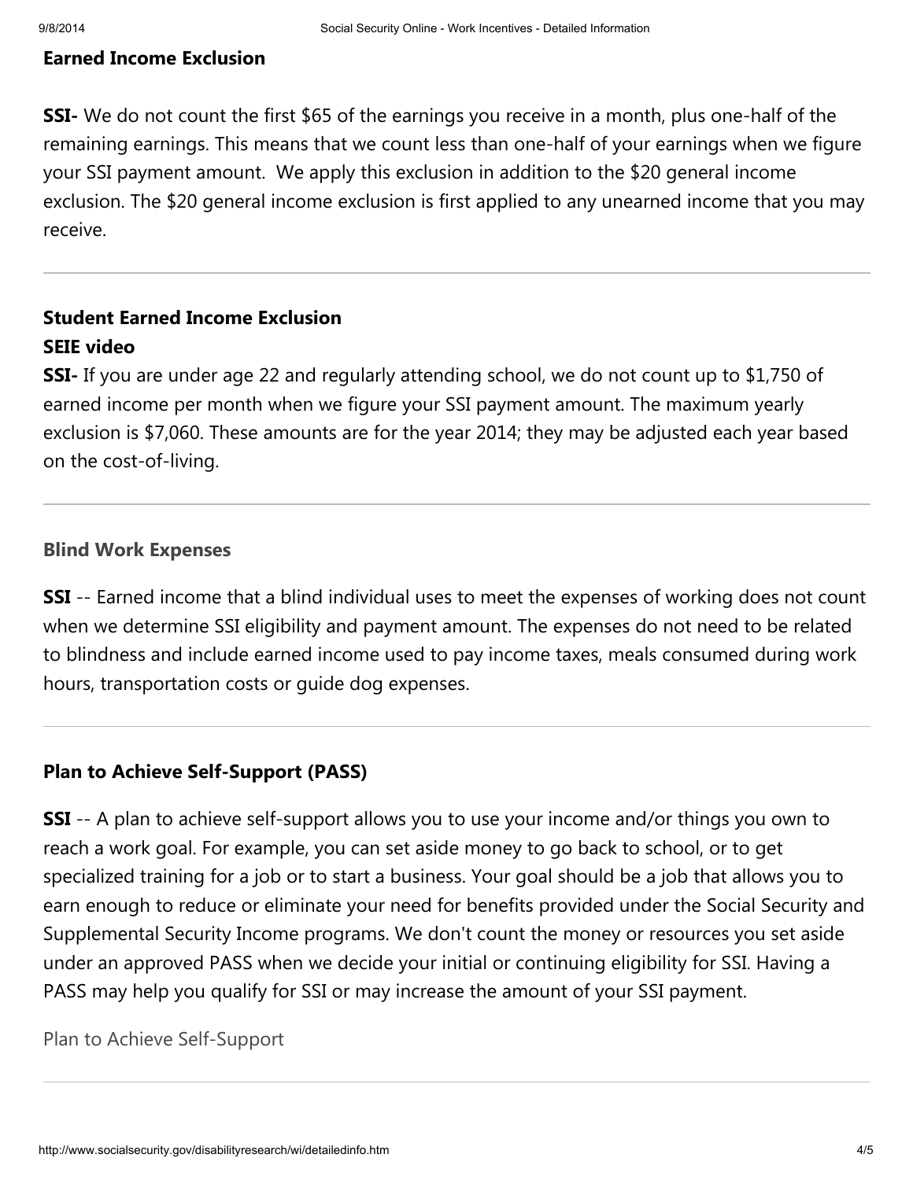## Earned Income Exclusion

**SSI-** We do not count the first $65 of the earnings you receive in a month, plus one-half of the remaining earnings. This means that we count less than one-half of your earnings when we figure your SSI payment amount. We apply this exclusion in addition to the $20 general income exclusion. The $20 general income exclusion is first applied to any unearned income that you may receive.

---

## Student Earned Income Exclusion

**SEIE video**

**SSI-** If you are under age 22 and regularly attending school, we do not count up to $1,750 of earned income per month when we figure your SSI payment amount. The maximum yearly exclusion is $7,060. These amounts are for the year 2014; they may be adjusted each year based on the cost-of-living.

---

## Blind Work Expenses

**SSI** -- Earned income that a blind individual uses to meet the expenses of working does not count when we determine SSI eligibility and payment amount. The expenses do not need to be related to blindness and include earned income used to pay income taxes, meals consumed during work hours, transportation costs or guide dog expenses.

---

## Plan to Achieve Self-Support (PASS)

**SSI** -- A plan to achieve self-support allows you to use your income and/or things you own to reach a work goal. For example, you can set aside money to go back to school, or to get specialized training for a job or to start a business. Your goal should be a job that allows you to earn enough to reduce or eliminate your need for benefits provided under the Social Security and Supplemental Security Income programs. We don't count the money or resources you set aside under an approved PASS when we decide your initial or continuing eligibility for SSI. Having a PASS may help you qualify for SSI or may increase the amount of your SSI payment.

Plan to Achieve Self-Support

---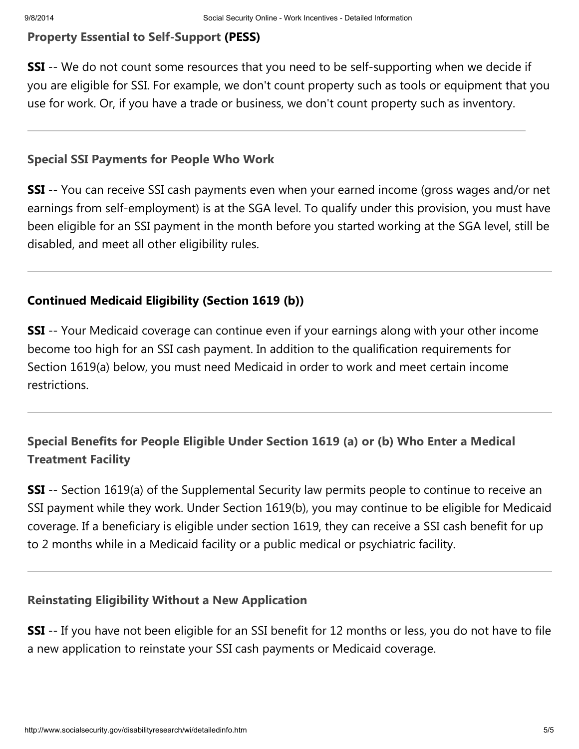### Property Essential to Self-Support (PESS)

**SSI** -- We do not count some resources that you need to be self-supporting when we decide if you are eligible for SSI. For example, we don't count property such as tools or equipment that you use for work. Or, if you have a trade or business, we don't count property such as inventory.

---

### Special SSI Payments for People Who Work

**SSI** -- You can receive SSI cash payments even when your earned income (gross wages and/or net earnings from self-employment) is at the SGA level. To qualify under this provision, you must have been eligible for an SSI payment in the month before you started working at the SGA level, still be disabled, and meet all other eligibility rules.

---

### Continued Medicaid Eligibility (Section 1619 (b))

**SSI** -- Your Medicaid coverage can continue even if your earnings along with your other income become too high for an SSI cash payment. In addition to the qualification requirements for Section 1619(a) below, you must need Medicaid in order to work and meet certain income restrictions.

---

### Special Benefits for People Eligible Under Section 1619 (a) or (b) Who Enter a Medical Treatment Facility

**SSI** -- Section 1619(a) of the Supplemental Security law permits people to continue to receive an SSI payment while they work. Under Section 1619(b), you may continue to be eligible for Medicaid coverage. If a beneficiary is eligible under section 1619, they can receive a SSI cash benefit for up to 2 months while in a Medicaid facility or a public medical or psychiatric facility.

---

### Reinstating Eligibility Without a New Application

**SSI** -- If you have not been eligible for an SSI benefit for 12 months or less, you do not have to file a new application to reinstate your SSI cash payments or Medicaid coverage.